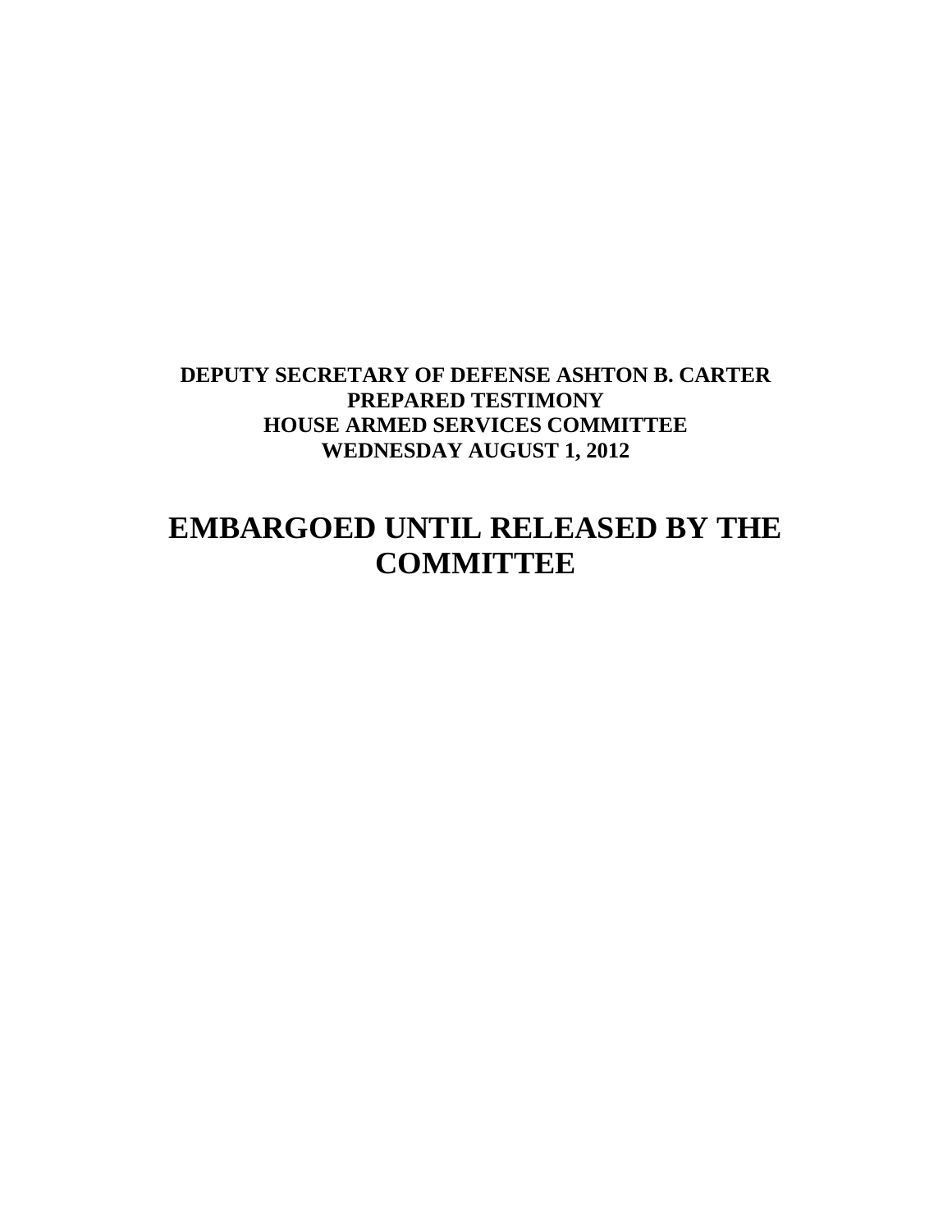**DEPUTY SECRETARY OF DEFENSE ASHTON B. CARTER**
**PREPARED TESTIMONY**
**HOUSE ARMED SERVICES COMMITTEE**
**WEDNESDAY AUGUST 1, 2012**

# EMBARGOED UNTIL RELEASED BY THE COMMITTEE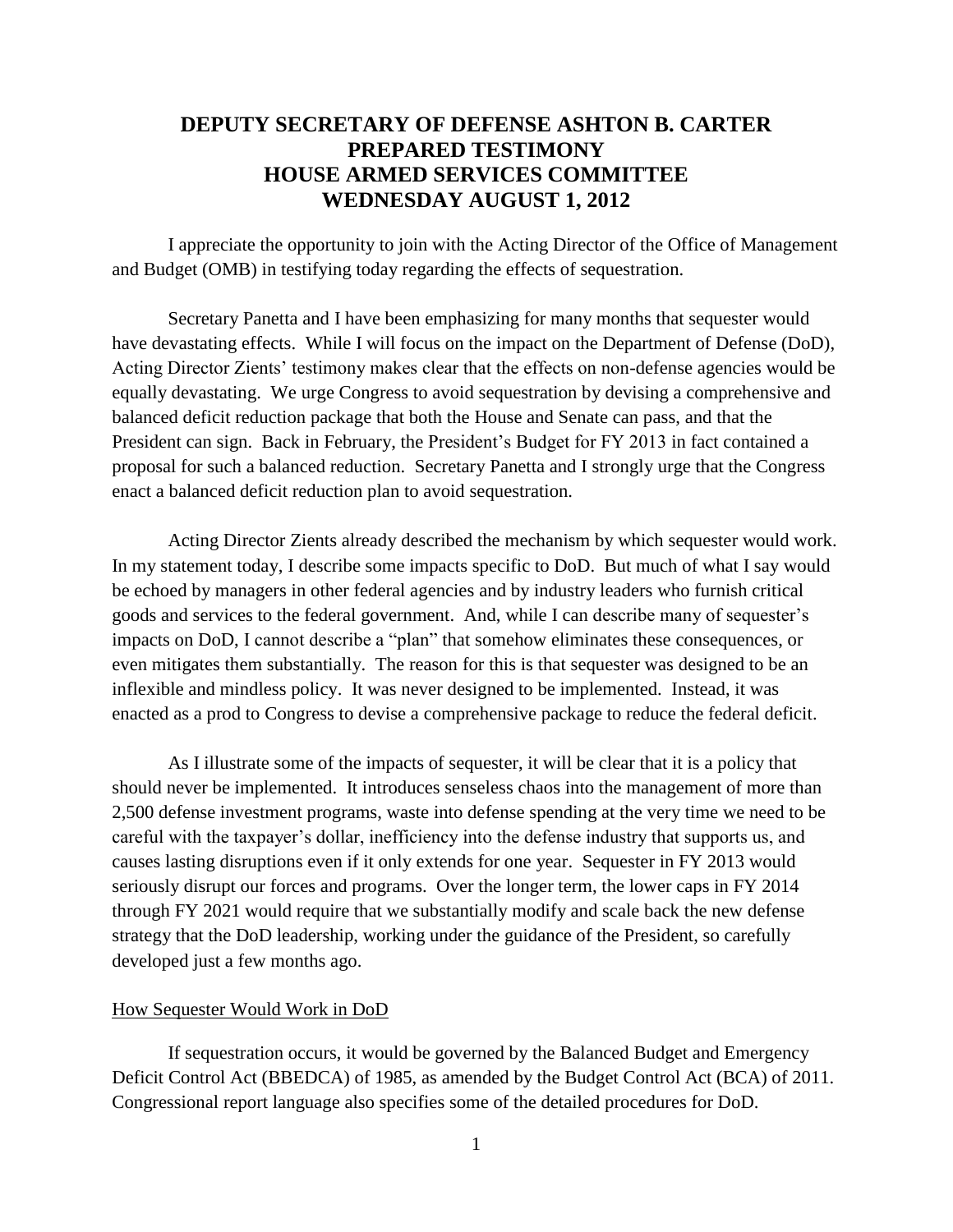# DEPUTY SECRETARY OF DEFENSE ASHTON B. CARTER PREPARED TESTIMONY HOUSE ARMED SERVICES COMMITTEE WEDNESDAY AUGUST 1, 2012

I appreciate the opportunity to join with the Acting Director of the Office of Management and Budget (OMB) in testifying today regarding the effects of sequestration.

Secretary Panetta and I have been emphasizing for many months that sequester would have devastating effects. While I will focus on the impact on the Department of Defense (DoD), Acting Director Zients' testimony makes clear that the effects on non-defense agencies would be equally devastating. We urge Congress to avoid sequestration by devising a comprehensive and balanced deficit reduction package that both the House and Senate can pass, and that the President can sign. Back in February, the President's Budget for FY 2013 in fact contained a proposal for such a balanced reduction. Secretary Panetta and I strongly urge that the Congress enact a balanced deficit reduction plan to avoid sequestration.

Acting Director Zients already described the mechanism by which sequester would work. In my statement today, I describe some impacts specific to DoD. But much of what I say would be echoed by managers in other federal agencies and by industry leaders who furnish critical goods and services to the federal government. And, while I can describe many of sequester's impacts on DoD, I cannot describe a "plan" that somehow eliminates these consequences, or even mitigates them substantially. The reason for this is that sequester was designed to be an inflexible and mindless policy. It was never designed to be implemented. Instead, it was enacted as a prod to Congress to devise a comprehensive package to reduce the federal deficit.

As I illustrate some of the impacts of sequester, it will be clear that it is a policy that should never be implemented. It introduces senseless chaos into the management of more than 2,500 defense investment programs, waste into defense spending at the very time we need to be careful with the taxpayer's dollar, inefficiency into the defense industry that supports us, and causes lasting disruptions even if it only extends for one year. Sequester in FY 2013 would seriously disrupt our forces and programs. Over the longer term, the lower caps in FY 2014 through FY 2021 would require that we substantially modify and scale back the new defense strategy that the DoD leadership, working under the guidance of the President, so carefully developed just a few months ago.

## How Sequester Would Work in DoD

If sequestration occurs, it would be governed by the Balanced Budget and Emergency Deficit Control Act (BBEDCA) of 1985, as amended by the Budget Control Act (BCA) of 2011. Congressional report language also specifies some of the detailed procedures for DoD.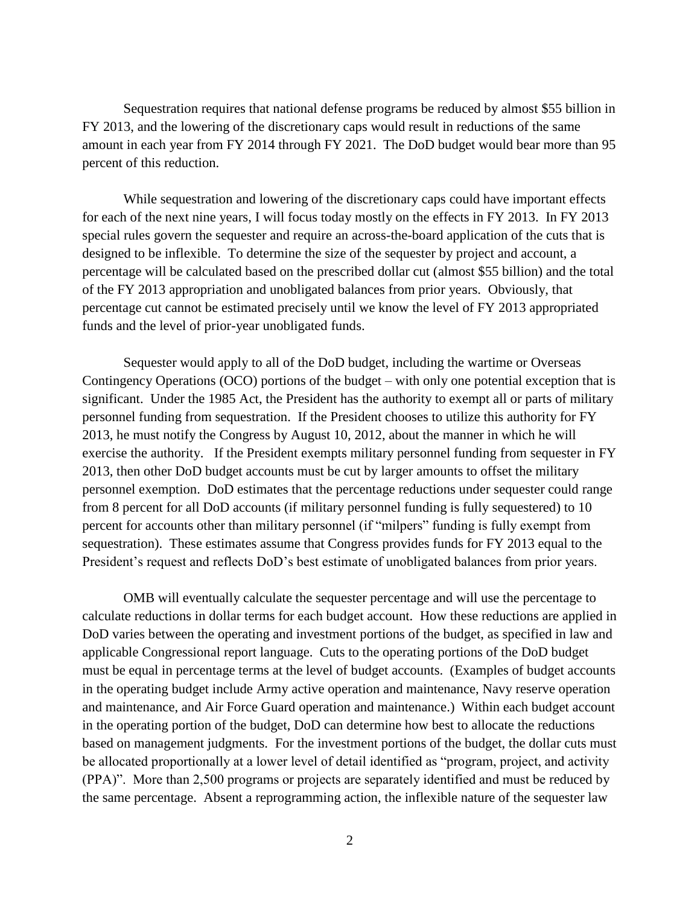Sequestration requires that national defense programs be reduced by almost $55 billion in FY 2013, and the lowering of the discretionary caps would result in reductions of the same amount in each year from FY 2014 through FY 2021. The DoD budget would bear more than 95 percent of this reduction.

While sequestration and lowering of the discretionary caps could have important effects for each of the next nine years, I will focus today mostly on the effects in FY 2013. In FY 2013 special rules govern the sequester and require an across-the-board application of the cuts that is designed to be inflexible. To determine the size of the sequester by project and account, a percentage will be calculated based on the prescribed dollar cut (almost $55 billion) and the total of the FY 2013 appropriation and unobligated balances from prior years. Obviously, that percentage cut cannot be estimated precisely until we know the level of FY 2013 appropriated funds and the level of prior-year unobligated funds.

Sequester would apply to all of the DoD budget, including the wartime or Overseas Contingency Operations (OCO) portions of the budget – with only one potential exception that is significant. Under the 1985 Act, the President has the authority to exempt all or parts of military personnel funding from sequestration. If the President chooses to utilize this authority for FY 2013, he must notify the Congress by August 10, 2012, about the manner in which he will exercise the authority. If the President exempts military personnel funding from sequester in FY 2013, then other DoD budget accounts must be cut by larger amounts to offset the military personnel exemption. DoD estimates that the percentage reductions under sequester could range from 8 percent for all DoD accounts (if military personnel funding is fully sequestered) to 10 percent for accounts other than military personnel (if "milpers" funding is fully exempt from sequestration). These estimates assume that Congress provides funds for FY 2013 equal to the President's request and reflects DoD's best estimate of unobligated balances from prior years.

OMB will eventually calculate the sequester percentage and will use the percentage to calculate reductions in dollar terms for each budget account. How these reductions are applied in DoD varies between the operating and investment portions of the budget, as specified in law and applicable Congressional report language. Cuts to the operating portions of the DoD budget must be equal in percentage terms at the level of budget accounts. (Examples of budget accounts in the operating budget include Army active operation and maintenance, Navy reserve operation and maintenance, and Air Force Guard operation and maintenance.) Within each budget account in the operating portion of the budget, DoD can determine how best to allocate the reductions based on management judgments. For the investment portions of the budget, the dollar cuts must be allocated proportionally at a lower level of detail identified as "program, project, and activity (PPA)". More than 2,500 programs or projects are separately identified and must be reduced by the same percentage. Absent a reprogramming action, the inflexible nature of the sequester law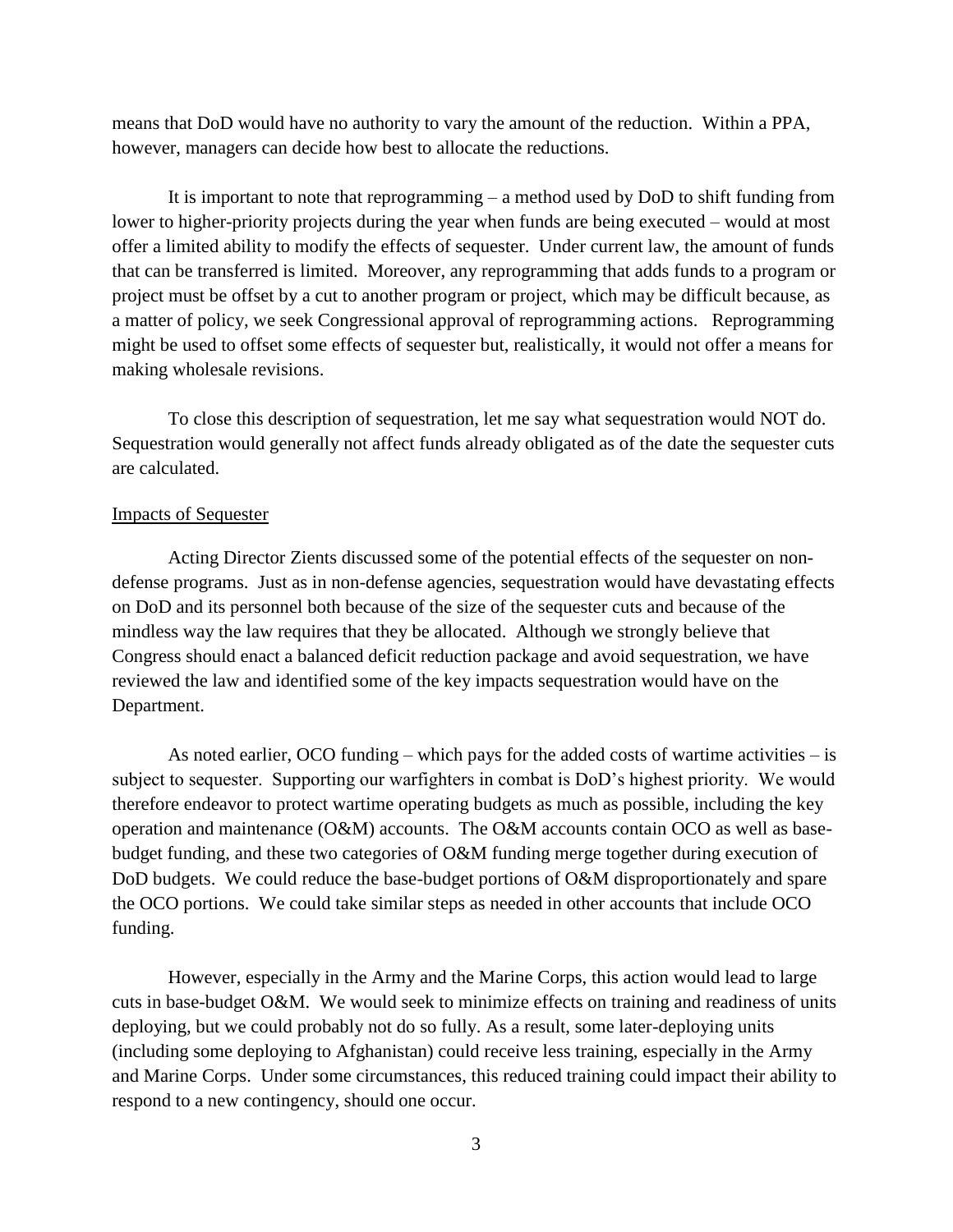means that DoD would have no authority to vary the amount of the reduction. Within a PPA, however, managers can decide how best to allocate the reductions.

It is important to note that reprogramming – a method used by DoD to shift funding from lower to higher-priority projects during the year when funds are being executed – would at most offer a limited ability to modify the effects of sequester. Under current law, the amount of funds that can be transferred is limited. Moreover, any reprogramming that adds funds to a program or project must be offset by a cut to another program or project, which may be difficult because, as a matter of policy, we seek Congressional approval of reprogramming actions. Reprogramming might be used to offset some effects of sequester but, realistically, it would not offer a means for making wholesale revisions.

To close this description of sequestration, let me say what sequestration would NOT do. Sequestration would generally not affect funds already obligated as of the date the sequester cuts are calculated.

## Impacts of Sequester

Acting Director Zients discussed some of the potential effects of the sequester on non-defense programs. Just as in non-defense agencies, sequestration would have devastating effects on DoD and its personnel both because of the size of the sequester cuts and because of the mindless way the law requires that they be allocated. Although we strongly believe that Congress should enact a balanced deficit reduction package and avoid sequestration, we have reviewed the law and identified some of the key impacts sequestration would have on the Department.

As noted earlier, OCO funding – which pays for the added costs of wartime activities – is subject to sequester. Supporting our warfighters in combat is DoD's highest priority. We would therefore endeavor to protect wartime operating budgets as much as possible, including the key operation and maintenance (O&M) accounts. The O&M accounts contain OCO as well as base-budget funding, and these two categories of O&M funding merge together during execution of DoD budgets. We could reduce the base-budget portions of O&M disproportionately and spare the OCO portions. We could take similar steps as needed in other accounts that include OCO funding.

However, especially in the Army and the Marine Corps, this action would lead to large cuts in base-budget O&M. We would seek to minimize effects on training and readiness of units deploying, but we could probably not do so fully. As a result, some later-deploying units (including some deploying to Afghanistan) could receive less training, especially in the Army and Marine Corps. Under some circumstances, this reduced training could impact their ability to respond to a new contingency, should one occur.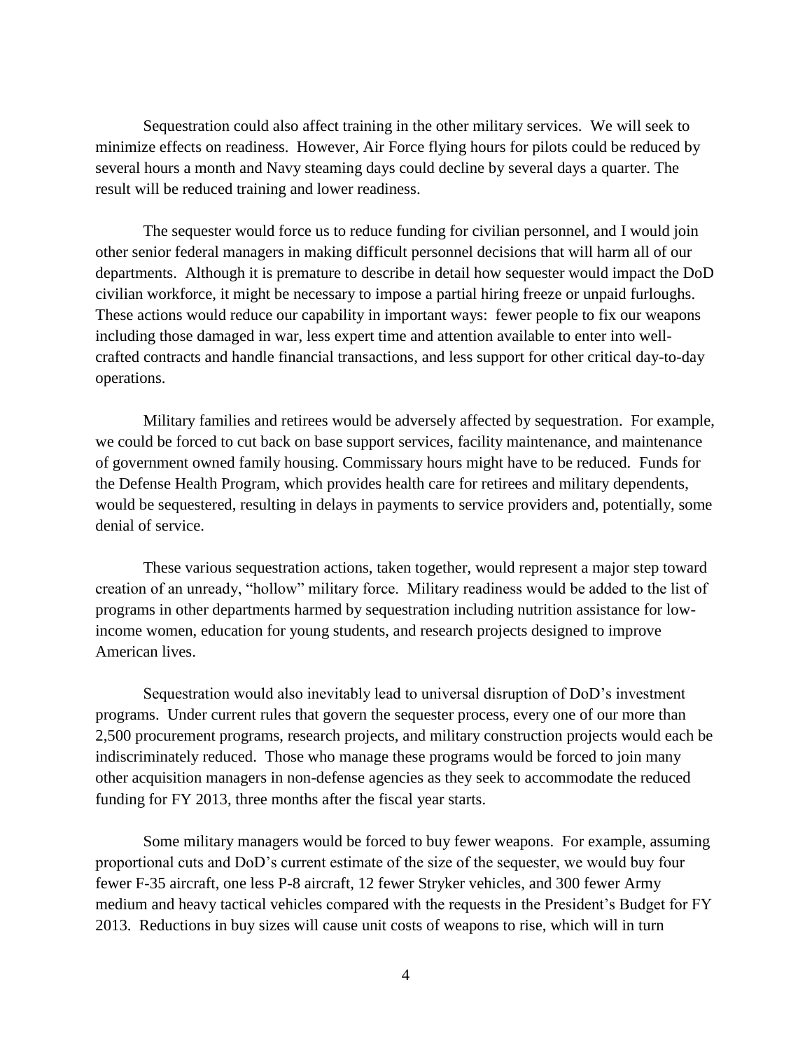Sequestration could also affect training in the other military services. We will seek to minimize effects on readiness. However, Air Force flying hours for pilots could be reduced by several hours a month and Navy steaming days could decline by several days a quarter. The result will be reduced training and lower readiness.

The sequester would force us to reduce funding for civilian personnel, and I would join other senior federal managers in making difficult personnel decisions that will harm all of our departments. Although it is premature to describe in detail how sequester would impact the DoD civilian workforce, it might be necessary to impose a partial hiring freeze or unpaid furloughs. These actions would reduce our capability in important ways: fewer people to fix our weapons including those damaged in war, less expert time and attention available to enter into well-crafted contracts and handle financial transactions, and less support for other critical day-to-day operations.

Military families and retirees would be adversely affected by sequestration. For example, we could be forced to cut back on base support services, facility maintenance, and maintenance of government owned family housing. Commissary hours might have to be reduced. Funds for the Defense Health Program, which provides health care for retirees and military dependents, would be sequestered, resulting in delays in payments to service providers and, potentially, some denial of service.

These various sequestration actions, taken together, would represent a major step toward creation of an unready, "hollow" military force. Military readiness would be added to the list of programs in other departments harmed by sequestration including nutrition assistance for low-income women, education for young students, and research projects designed to improve American lives.

Sequestration would also inevitably lead to universal disruption of DoD's investment programs. Under current rules that govern the sequester process, every one of our more than 2,500 procurement programs, research projects, and military construction projects would each be indiscriminately reduced. Those who manage these programs would be forced to join many other acquisition managers in non-defense agencies as they seek to accommodate the reduced funding for FY 2013, three months after the fiscal year starts.

Some military managers would be forced to buy fewer weapons. For example, assuming proportional cuts and DoD's current estimate of the size of the sequester, we would buy four fewer F-35 aircraft, one less P-8 aircraft, 12 fewer Stryker vehicles, and 300 fewer Army medium and heavy tactical vehicles compared with the requests in the President's Budget for FY 2013. Reductions in buy sizes will cause unit costs of weapons to rise, which will in turn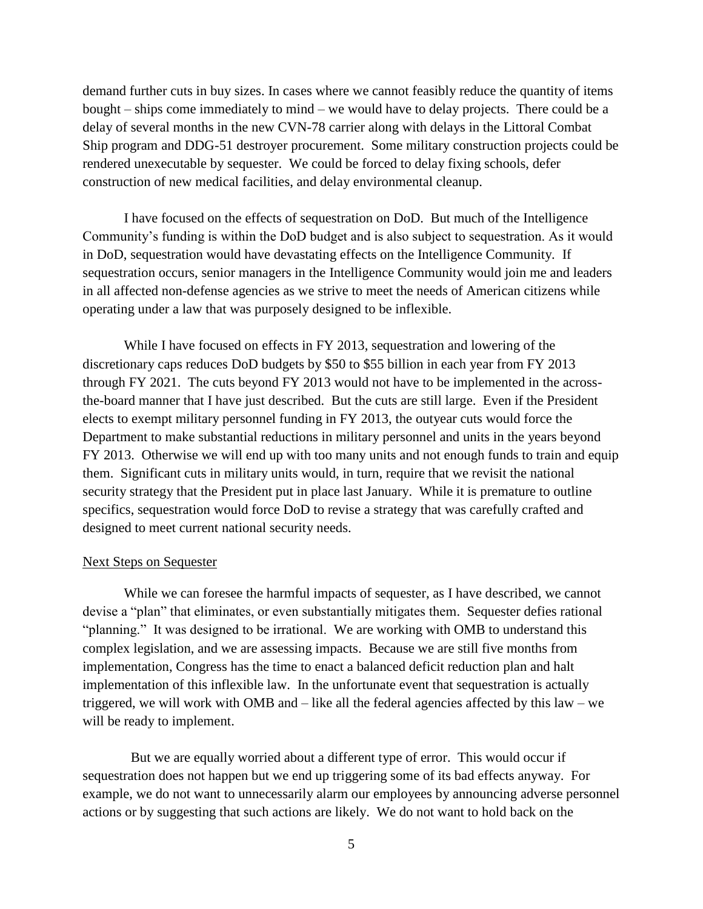demand further cuts in buy sizes. In cases where we cannot feasibly reduce the quantity of items bought – ships come immediately to mind – we would have to delay projects. There could be a delay of several months in the new CVN-78 carrier along with delays in the Littoral Combat Ship program and DDG-51 destroyer procurement. Some military construction projects could be rendered unexecutable by sequester. We could be forced to delay fixing schools, defer construction of new medical facilities, and delay environmental cleanup.

I have focused on the effects of sequestration on DoD. But much of the Intelligence Community's funding is within the DoD budget and is also subject to sequestration. As it would in DoD, sequestration would have devastating effects on the Intelligence Community. If sequestration occurs, senior managers in the Intelligence Community would join me and leaders in all affected non-defense agencies as we strive to meet the needs of American citizens while operating under a law that was purposely designed to be inflexible.

While I have focused on effects in FY 2013, sequestration and lowering of the discretionary caps reduces DoD budgets by $50 to $55 billion in each year from FY 2013 through FY 2021. The cuts beyond FY 2013 would not have to be implemented in the across-the-board manner that I have just described. But the cuts are still large. Even if the President elects to exempt military personnel funding in FY 2013, the outyear cuts would force the Department to make substantial reductions in military personnel and units in the years beyond FY 2013. Otherwise we will end up with too many units and not enough funds to train and equip them. Significant cuts in military units would, in turn, require that we revisit the national security strategy that the President put in place last January. While it is premature to outline specifics, sequestration would force DoD to revise a strategy that was carefully crafted and designed to meet current national security needs.

<u>Next Steps on Sequester</u>

While we can foresee the harmful impacts of sequester, as I have described, we cannot devise a "plan" that eliminates, or even substantially mitigates them. Sequester defies rational "planning." It was designed to be irrational. We are working with OMB to understand this complex legislation, and we are assessing impacts. Because we are still five months from implementation, Congress has the time to enact a balanced deficit reduction plan and halt implementation of this inflexible law. In the unfortunate event that sequestration is actually triggered, we will work with OMB and – like all the federal agencies affected by this law – we will be ready to implement.

But we are equally worried about a different type of error. This would occur if sequestration does not happen but we end up triggering some of its bad effects anyway. For example, we do not want to unnecessarily alarm our employees by announcing adverse personnel actions or by suggesting that such actions are likely. We do not want to hold back on the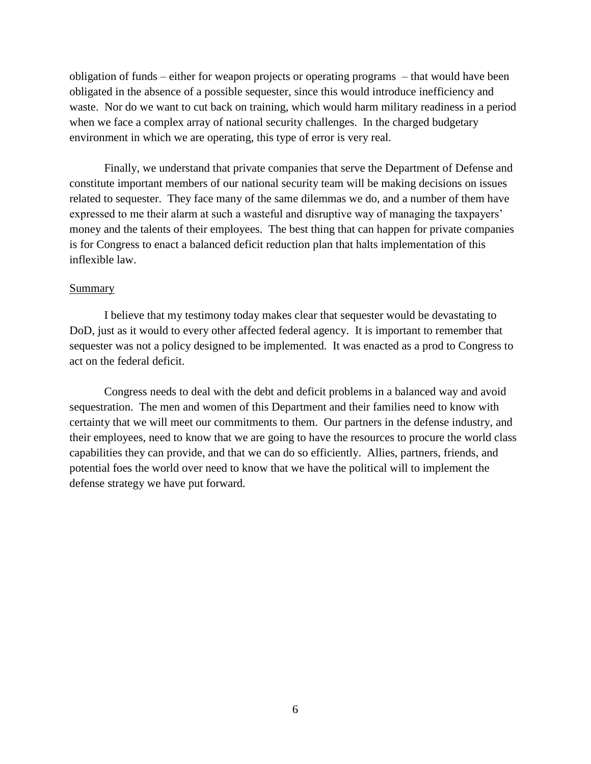obligation of funds – either for weapon projects or operating programs – that would have been obligated in the absence of a possible sequester, since this would introduce inefficiency and waste. Nor do we want to cut back on training, which would harm military readiness in a period when we face a complex array of national security challenges. In the charged budgetary environment in which we are operating, this type of error is very real.

Finally, we understand that private companies that serve the Department of Defense and constitute important members of our national security team will be making decisions on issues related to sequester. They face many of the same dilemmas we do, and a number of them have expressed to me their alarm at such a wasteful and disruptive way of managing the taxpayers' money and the talents of their employees. The best thing that can happen for private companies is for Congress to enact a balanced deficit reduction plan that halts implementation of this inflexible law.

## Summary

I believe that my testimony today makes clear that sequester would be devastating to DoD, just as it would to every other affected federal agency. It is important to remember that sequester was not a policy designed to be implemented. It was enacted as a prod to Congress to act on the federal deficit.

Congress needs to deal with the debt and deficit problems in a balanced way and avoid sequestration. The men and women of this Department and their families need to know with certainty that we will meet our commitments to them. Our partners in the defense industry, and their employees, need to know that we are going to have the resources to procure the world class capabilities they can provide, and that we can do so efficiently. Allies, partners, friends, and potential foes the world over need to know that we have the political will to implement the defense strategy we have put forward.